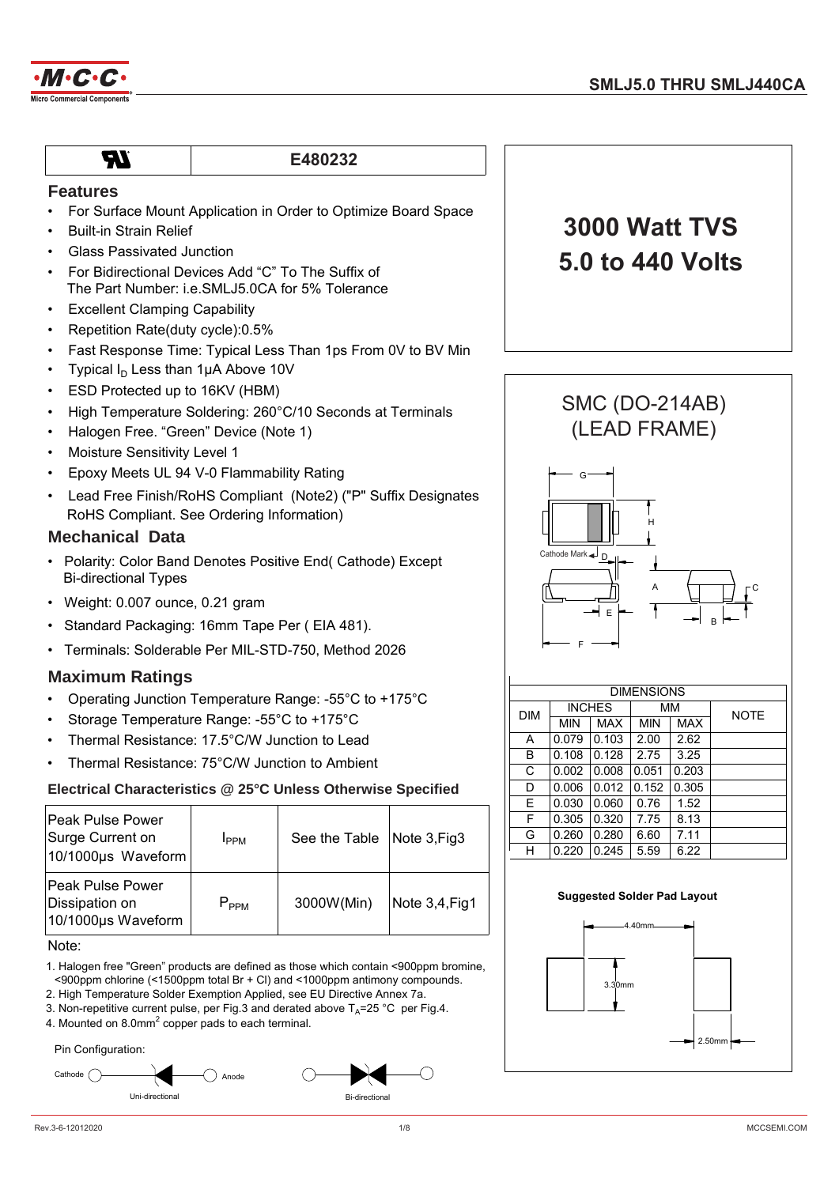# SMLJ5.0 THRU SMLJ440CA

| UL | E480232 |
|---|---|

## Features

- For Surface Mount Application in Order to Optimize Board Space
- Built-in Strain Relief
- Glass Passivated Junction
- For Bidirectional Devices Add "C" To The Suffix of The Part Number: i.e.SMLJ5.0CA for 5% Tolerance
- Excellent Clamping Capability
- Repetition Rate(duty cycle):0.5%
- Fast Response Time: Typical Less Than 1ps From 0V to BV Min
- Typical $I_D$ Less than 1μA Above 10V
- ESD Protected up to 16KV (HBM)
- High Temperature Soldering: 260°C/10 Seconds at Terminals
- Halogen Free. "Green" Device (Note 1)
- Moisture Sensitivity Level 1
- Epoxy Meets UL 94 V-0 Flammability Rating
- Lead Free Finish/RoHS Compliant (Note2) ("P" Suffix Designates RoHS Compliant. See Ordering Information)

## Mechanical Data

- Polarity: Color Band Denotes Positive End( Cathode) Except Bi-directional Types
- Weight: 0.007 ounce, 0.21 gram
- Standard Packaging: 16mm Tape Per ( EIA 481).
- Terminals: Solderable Per MIL-STD-750, Method 2026

## Maximum Ratings

- Operating Junction Temperature Range: -55°C to +175°C
- Storage Temperature Range: -55°C to +175°C
- Thermal Resistance: 17.5°C/W Junction to Lead
- Thermal Resistance: 75°C/W Junction to Ambient

### Electrical Characteristics @ 25°C Unless Otherwise Specified

| | | | |
|---|---|---|---|
| Peak Pulse Power Surge Current on 10/1000μs Waveform | $I_{PPM}$ | See the Table | Note 3,Fig3 |
| Peak Pulse Power Dissipation on 10/1000μs Waveform | $P_{PPM}$ | 3000W(Min) | Note 3,4,Fig1 |

Note:

1. Halogen free "Green" products are defined as those which contain <900ppm bromine, <900ppm chlorine (<1500ppm total Br + Cl) and <1000ppm antimony compounds.
2. High Temperature Solder Exemption Applied, see EU Directive Annex 7a.
3. Non-repetitive current pulse, per Fig.3 and derated above $T_A$=25 °C per Fig.4.
4. Mounted on 8.0mm$^2$ copper pads to each terminal.

Pin Configuration:

Cathode — Anode: Uni-directional

Bi-directional

# 3000 Watt TVS
# 5.0 to 440 Volts

## SMC (DO-214AB) (LEAD FRAME)

Cathode Mark

| DIM | INCHES | | MM | | NOTE |
|---|---|---|---|---|---|
| | MIN | MAX | MIN | MAX | |
| A | 0.079 | 0.103 | 2.00 | 2.62 | |
| B | 0.108 | 0.128 | 2.75 | 3.25 | |
| C | 0.002 | 0.008 | 0.051 | 0.203 | |
| D | 0.006 | 0.012 | 0.152 | 0.305 | |
| E | 0.030 | 0.060 | 0.76 | 1.52 | |
| F | 0.305 | 0.320 | 7.75 | 8.13 | |
| G | 0.260 | 0.280 | 6.60 | 7.11 | |
| H | 0.220 | 0.245 | 5.59 | 6.22 | |

**Suggested Solder Pad Layout**

4.40mm
3.30mm
2.50mm

Rev.3-6-12012020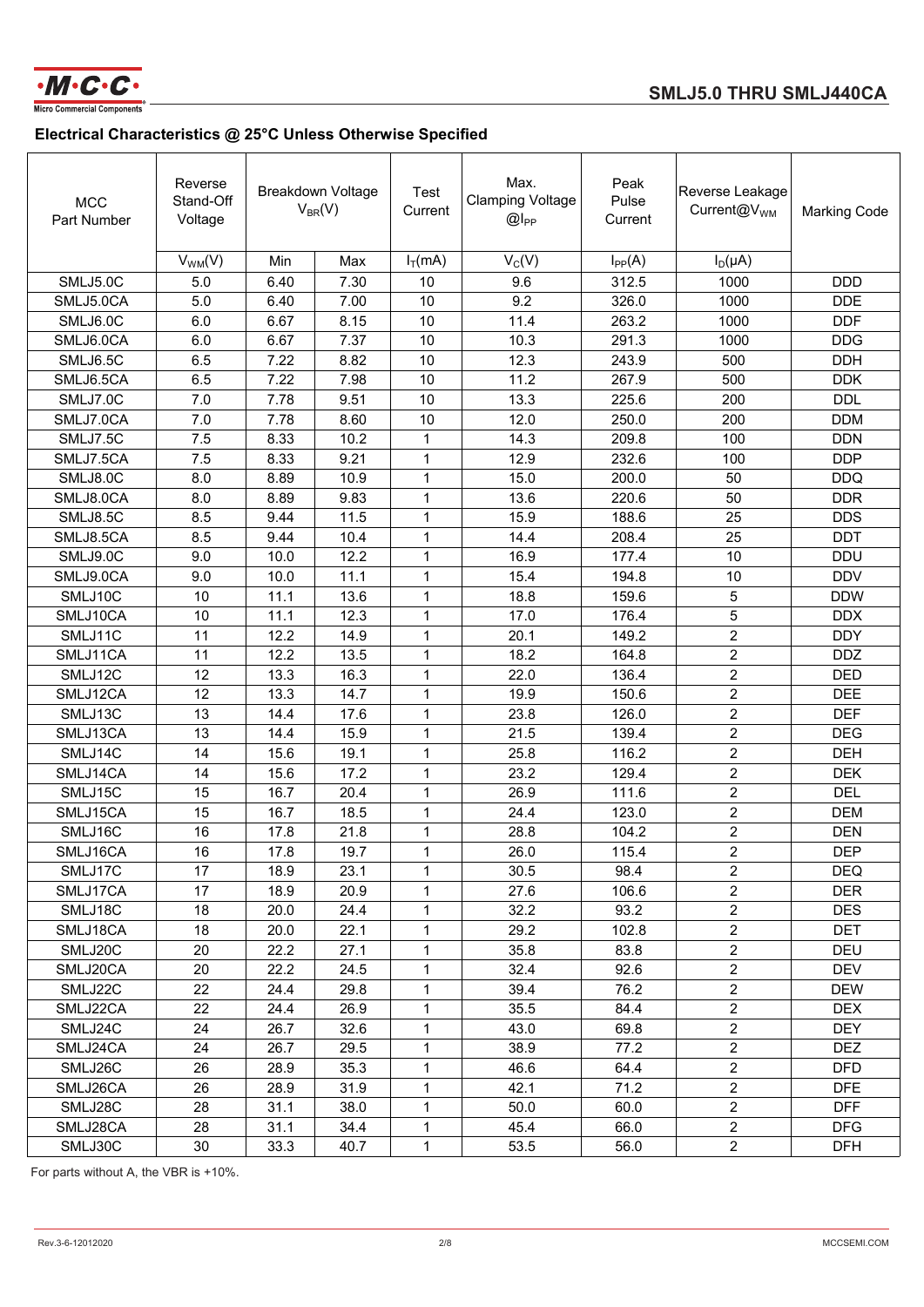## Electrical Characteristics @ 25°C Unless Otherwise Specified

| MCC Part Number | Reverse Stand-Off Voltage | Breakdown Voltage $V_{BR}$(V) | | Test Current | Max. Clamping Voltage $@I_{PP}$ | Peak Pulse Current | Reverse Leakage Current@$V_{WM}$ | Marking Code |
|---|---|---|---|---|---|---|---|---|
| | $V_{WM}$(V) | Min | Max | $I_T$(mA) | $V_C$(V) | $I_{PP}$(A) | $I_D$(μA) | |
| SMLJ5.0C | 5.0 | 6.40 | 7.30 | 10 | 9.6 | 312.5 | 1000 | DDD |
| SMLJ5.0CA | 5.0 | 6.40 | 7.00 | 10 | 9.2 | 326.0 | 1000 | DDE |
| SMLJ6.0C | 6.0 | 6.67 | 8.15 | 10 | 11.4 | 263.2 | 1000 | DDF |
| SMLJ6.0CA | 6.0 | 6.67 | 7.37 | 10 | 10.3 | 291.3 | 1000 | DDG |
| SMLJ6.5C | 6.5 | 7.22 | 8.82 | 10 | 12.3 | 243.9 | 500 | DDH |
| SMLJ6.5CA | 6.5 | 7.22 | 7.98 | 10 | 11.2 | 267.9 | 500 | DDK |
| SMLJ7.0C | 7.0 | 7.78 | 9.51 | 10 | 13.3 | 225.6 | 200 | DDL |
| SMLJ7.0CA | 7.0 | 7.78 | 8.60 | 10 | 12.0 | 250.0 | 200 | DDM |
| SMLJ7.5C | 7.5 | 8.33 | 10.2 | 1 | 14.3 | 209.8 | 100 | DDN |
| SMLJ7.5CA | 7.5 | 8.33 | 9.21 | 1 | 12.9 | 232.6 | 100 | DDP |
| SMLJ8.0C | 8.0 | 8.89 | 10.9 | 1 | 15.0 | 200.0 | 50 | DDQ |
| SMLJ8.0CA | 8.0 | 8.89 | 9.83 | 1 | 13.6 | 220.6 | 50 | DDR |
| SMLJ8.5C | 8.5 | 9.44 | 11.5 | 1 | 15.9 | 188.6 | 25 | DDS |
| SMLJ8.5CA | 8.5 | 9.44 | 10.4 | 1 | 14.4 | 208.4 | 25 | DDT |
| SMLJ9.0C | 9.0 | 10.0 | 12.2 | 1 | 16.9 | 177.4 | 10 | DDU |
| SMLJ9.0CA | 9.0 | 10.0 | 11.1 | 1 | 15.4 | 194.8 | 10 | DDV |
| SMLJ10C | 10 | 11.1 | 13.6 | 1 | 18.8 | 159.6 | 5 | DDW |
| SMLJ10CA | 10 | 11.1 | 12.3 | 1 | 17.0 | 176.4 | 5 | DDX |
| SMLJ11C | 11 | 12.2 | 14.9 | 1 | 20.1 | 149.2 | 2 | DDY |
| SMLJ11CA | 11 | 12.2 | 13.5 | 1 | 18.2 | 164.8 | 2 | DDZ |
| SMLJ12C | 12 | 13.3 | 16.3 | 1 | 22.0 | 136.4 | 2 | DED |
| SMLJ12CA | 12 | 13.3 | 14.7 | 1 | 19.9 | 150.6 | 2 | DEE |
| SMLJ13C | 13 | 14.4 | 17.6 | 1 | 23.8 | 126.0 | 2 | DEF |
| SMLJ13CA | 13 | 14.4 | 15.9 | 1 | 21.5 | 139.4 | 2 | DEG |
| SMLJ14C | 14 | 15.6 | 19.1 | 1 | 25.8 | 116.2 | 2 | DEH |
| SMLJ14CA | 14 | 15.6 | 17.2 | 1 | 23.2 | 129.4 | 2 | DEK |
| SMLJ15C | 15 | 16.7 | 20.4 | 1 | 26.9 | 111.6 | 2 | DEL |
| SMLJ15CA | 15 | 16.7 | 18.5 | 1 | 24.4 | 123.0 | 2 | DEM |
| SMLJ16C | 16 | 17.8 | 21.8 | 1 | 28.8 | 104.2 | 2 | DEN |
| SMLJ16CA | 16 | 17.8 | 19.7 | 1 | 26.0 | 115.4 | 2 | DEP |
| SMLJ17C | 17 | 18.9 | 23.1 | 1 | 30.5 | 98.4 | 2 | DEQ |
| SMLJ17CA | 17 | 18.9 | 20.9 | 1 | 27.6 | 106.6 | 2 | DER |
| SMLJ18C | 18 | 20.0 | 24.4 | 1 | 32.2 | 93.2 | 2 | DES |
| SMLJ18CA | 18 | 20.0 | 22.1 | 1 | 29.2 | 102.8 | 2 | DET |
| SMLJ20C | 20 | 22.2 | 27.1 | 1 | 35.8 | 83.8 | 2 | DEU |
| SMLJ20CA | 20 | 22.2 | 24.5 | 1 | 32.4 | 92.6 | 2 | DEV |
| SMLJ22C | 22 | 24.4 | 29.8 | 1 | 39.4 | 76.2 | 2 | DEW |
| SMLJ22CA | 22 | 24.4 | 26.9 | 1 | 35.5 | 84.4 | 2 | DEX |
| SMLJ24C | 24 | 26.7 | 32.6 | 1 | 43.0 | 69.8 | 2 | DEY |
| SMLJ24CA | 24 | 26.7 | 29.5 | 1 | 38.9 | 77.2 | 2 | DEZ |
| SMLJ26C | 26 | 28.9 | 35.3 | 1 | 46.6 | 64.4 | 2 | DFD |
| SMLJ26CA | 26 | 28.9 | 31.9 | 1 | 42.1 | 71.2 | 2 | DFE |
| SMLJ28C | 28 | 31.1 | 38.0 | 1 | 50.0 | 60.0 | 2 | DFF |
| SMLJ28CA | 28 | 31.1 | 34.4 | 1 | 45.4 | 66.0 | 2 | DFG |
| SMLJ30C | 30 | 33.3 | 40.7 | 1 | 53.5 | 56.0 | 2 | DFH |

For parts without A, the VBR is +10%.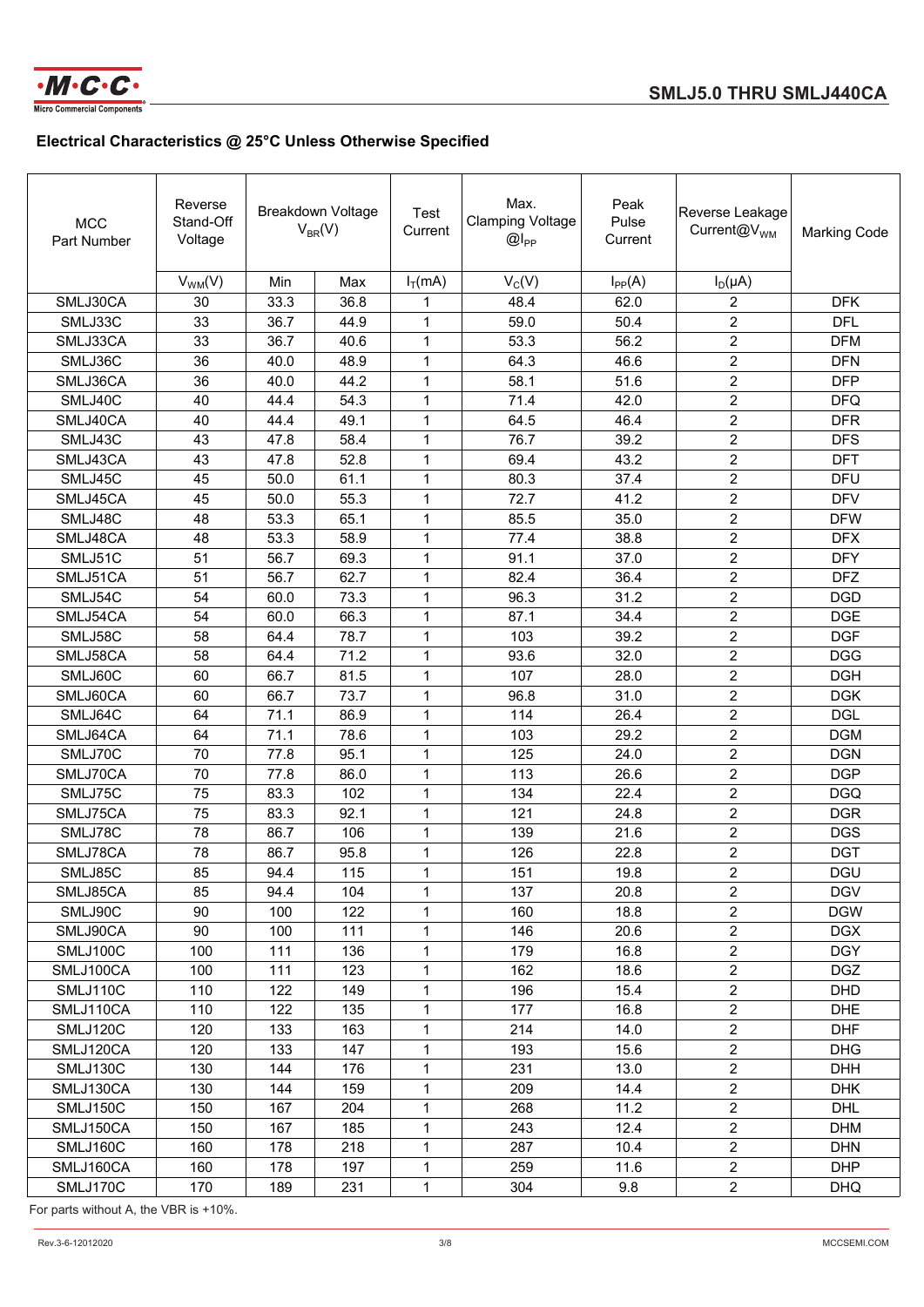## Electrical Characteristics @ 25°C Unless Otherwise Specified

| MCC Part Number | Reverse Stand-Off Voltage | Breakdown Voltage $V_{BR}$(V) | | Test Current | Max. Clamping Voltage @$I_{PP}$ | Peak Pulse Current | Reverse Leakage Current@$V_{WM}$ | Marking Code |
|---|---|---|---|---|---|---|---|---|
| | $V_{WM}$(V) | Min | Max | $I_T$(mA) | $V_C$(V) | $I_{PP}$(A) | $I_D$(μA) | |
| SMLJ30CA | 30 | 33.3 | 36.8 | 1 | 48.4 | 62.0 | 2 | DFK |
| SMLJ33C | 33 | 36.7 | 44.9 | 1 | 59.0 | 50.4 | 2 | DFL |
| SMLJ33CA | 33 | 36.7 | 40.6 | 1 | 53.3 | 56.2 | 2 | DFM |
| SMLJ36C | 36 | 40.0 | 48.9 | 1 | 64.3 | 46.6 | 2 | DFN |
| SMLJ36CA | 36 | 40.0 | 44.2 | 1 | 58.1 | 51.6 | 2 | DFP |
| SMLJ40C | 40 | 44.4 | 54.3 | 1 | 71.4 | 42.0 | 2 | DFQ |
| SMLJ40CA | 40 | 44.4 | 49.1 | 1 | 64.5 | 46.4 | 2 | DFR |
| SMLJ43C | 43 | 47.8 | 58.4 | 1 | 76.7 | 39.2 | 2 | DFS |
| SMLJ43CA | 43 | 47.8 | 52.8 | 1 | 69.4 | 43.2 | 2 | DFT |
| SMLJ45C | 45 | 50.0 | 61.1 | 1 | 80.3 | 37.4 | 2 | DFU |
| SMLJ45CA | 45 | 50.0 | 55.3 | 1 | 72.7 | 41.2 | 2 | DFV |
| SMLJ48C | 48 | 53.3 | 65.1 | 1 | 85.5 | 35.0 | 2 | DFW |
| SMLJ48CA | 48 | 53.3 | 58.9 | 1 | 77.4 | 38.8 | 2 | DFX |
| SMLJ51C | 51 | 56.7 | 69.3 | 1 | 91.1 | 37.0 | 2 | DFY |
| SMLJ51CA | 51 | 56.7 | 62.7 | 1 | 82.4 | 36.4 | 2 | DFZ |
| SMLJ54C | 54 | 60.0 | 73.3 | 1 | 96.3 | 31.2 | 2 | DGD |
| SMLJ54CA | 54 | 60.0 | 66.3 | 1 | 87.1 | 34.4 | 2 | DGE |
| SMLJ58C | 58 | 64.4 | 78.7 | 1 | 103 | 39.2 | 2 | DGF |
| SMLJ58CA | 58 | 64.4 | 71.2 | 1 | 93.6 | 32.0 | 2 | DGG |
| SMLJ60C | 60 | 66.7 | 81.5 | 1 | 107 | 28.0 | 2 | DGH |
| SMLJ60CA | 60 | 66.7 | 73.7 | 1 | 96.8 | 31.0 | 2 | DGK |
| SMLJ64C | 64 | 71.1 | 86.9 | 1 | 114 | 26.4 | 2 | DGL |
| SMLJ64CA | 64 | 71.1 | 78.6 | 1 | 103 | 29.2 | 2 | DGM |
| SMLJ70C | 70 | 77.8 | 95.1 | 1 | 125 | 24.0 | 2 | DGN |
| SMLJ70CA | 70 | 77.8 | 86.0 | 1 | 113 | 26.6 | 2 | DGP |
| SMLJ75C | 75 | 83.3 | 102 | 1 | 134 | 22.4 | 2 | DGQ |
| SMLJ75CA | 75 | 83.3 | 92.1 | 1 | 121 | 24.8 | 2 | DGR |
| SMLJ78C | 78 | 86.7 | 106 | 1 | 139 | 21.6 | 2 | DGS |
| SMLJ78CA | 78 | 86.7 | 95.8 | 1 | 126 | 22.8 | 2 | DGT |
| SMLJ85C | 85 | 94.4 | 115 | 1 | 151 | 19.8 | 2 | DGU |
| SMLJ85CA | 85 | 94.4 | 104 | 1 | 137 | 20.8 | 2 | DGV |
| SMLJ90C | 90 | 100 | 122 | 1 | 160 | 18.8 | 2 | DGW |
| SMLJ90CA | 90 | 100 | 111 | 1 | 146 | 20.6 | 2 | DGX |
| SMLJ100C | 100 | 111 | 136 | 1 | 179 | 16.8 | 2 | DGY |
| SMLJ100CA | 100 | 111 | 123 | 1 | 162 | 18.6 | 2 | DGZ |
| SMLJ110C | 110 | 122 | 149 | 1 | 196 | 15.4 | 2 | DHD |
| SMLJ110CA | 110 | 122 | 135 | 1 | 177 | 16.8 | 2 | DHE |
| SMLJ120C | 120 | 133 | 163 | 1 | 214 | 14.0 | 2 | DHF |
| SMLJ120CA | 120 | 133 | 147 | 1 | 193 | 15.6 | 2 | DHG |
| SMLJ130C | 130 | 144 | 176 | 1 | 231 | 13.0 | 2 | DHH |
| SMLJ130CA | 130 | 144 | 159 | 1 | 209 | 14.4 | 2 | DHK |
| SMLJ150C | 150 | 167 | 204 | 1 | 268 | 11.2 | 2 | DHL |
| SMLJ150CA | 150 | 167 | 185 | 1 | 243 | 12.4 | 2 | DHM |
| SMLJ160C | 160 | 178 | 218 | 1 | 287 | 10.4 | 2 | DHN |
| SMLJ160CA | 160 | 178 | 197 | 1 | 259 | 11.6 | 2 | DHP |
| SMLJ170C | 170 | 189 | 231 | 1 | 304 | 9.8 | 2 | DHQ |

For parts without A, the VBR is +10%.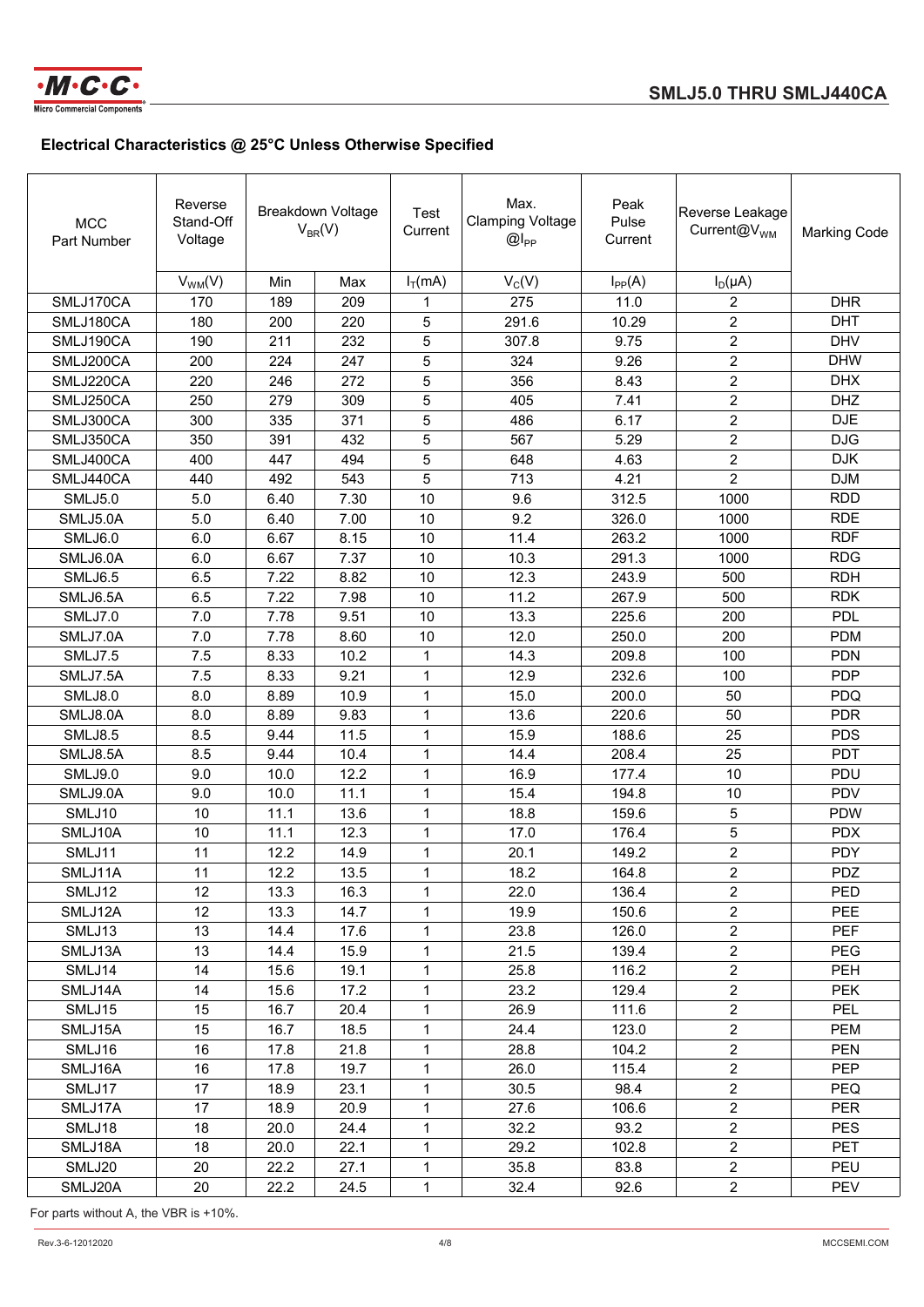## Electrical Characteristics @ 25°C Unless Otherwise Specified

| MCC Part Number | Reverse Stand-Off Voltage | Breakdown Voltage $V_{BR}$(V) | | Test Current | Max. Clamping Voltage $@I_{PP}$ | Peak Pulse Current | Reverse Leakage Current@$V_{WM}$ | Marking Code |
|---|---|---|---|---|---|---|---|---|
| | $V_{WM}$(V) | Min | Max | $I_T$(mA) | $V_C$(V) | $I_{PP}$(A) | $I_D$(μA) | |
| SMLJ170CA | 170 | 189 | 209 | 1 | 275 | 11.0 | 2 | DHR |
| SMLJ180CA | 180 | 200 | 220 | 5 | 291.6 | 10.29 | 2 | DHT |
| SMLJ190CA | 190 | 211 | 232 | 5 | 307.8 | 9.75 | 2 | DHV |
| SMLJ200CA | 200 | 224 | 247 | 5 | 324 | 9.26 | 2 | DHW |
| SMLJ220CA | 220 | 246 | 272 | 5 | 356 | 8.43 | 2 | DHX |
| SMLJ250CA | 250 | 279 | 309 | 5 | 405 | 7.41 | 2 | DHZ |
| SMLJ300CA | 300 | 335 | 371 | 5 | 486 | 6.17 | 2 | DJE |
| SMLJ350CA | 350 | 391 | 432 | 5 | 567 | 5.29 | 2 | DJG |
| SMLJ400CA | 400 | 447 | 494 | 5 | 648 | 4.63 | 2 | DJK |
| SMLJ440CA | 440 | 492 | 543 | 5 | 713 | 4.21 | 2 | DJM |
| SMLJ5.0 | 5.0 | 6.40 | 7.30 | 10 | 9.6 | 312.5 | 1000 | RDD |
| SMLJ5.0A | 5.0 | 6.40 | 7.00 | 10 | 9.2 | 326.0 | 1000 | RDE |
| SMLJ6.0 | 6.0 | 6.67 | 8.15 | 10 | 11.4 | 263.2 | 1000 | RDF |
| SMLJ6.0A | 6.0 | 6.67 | 7.37 | 10 | 10.3 | 291.3 | 1000 | RDG |
| SMLJ6.5 | 6.5 | 7.22 | 8.82 | 10 | 12.3 | 243.9 | 500 | RDH |
| SMLJ6.5A | 6.5 | 7.22 | 7.98 | 10 | 11.2 | 267.9 | 500 | RDK |
| SMLJ7.0 | 7.0 | 7.78 | 9.51 | 10 | 13.3 | 225.6 | 200 | PDL |
| SMLJ7.0A | 7.0 | 7.78 | 8.60 | 10 | 12.0 | 250.0 | 200 | PDM |
| SMLJ7.5 | 7.5 | 8.33 | 10.2 | 1 | 14.3 | 209.8 | 100 | PDN |
| SMLJ7.5A | 7.5 | 8.33 | 9.21 | 1 | 12.9 | 232.6 | 100 | PDP |
| SMLJ8.0 | 8.0 | 8.89 | 10.9 | 1 | 15.0 | 200.0 | 50 | PDQ |
| SMLJ8.0A | 8.0 | 8.89 | 9.83 | 1 | 13.6 | 220.6 | 50 | PDR |
| SMLJ8.5 | 8.5 | 9.44 | 11.5 | 1 | 15.9 | 188.6 | 25 | PDS |
| SMLJ8.5A | 8.5 | 9.44 | 10.4 | 1 | 14.4 | 208.4 | 25 | PDT |
| SMLJ9.0 | 9.0 | 10.0 | 12.2 | 1 | 16.9 | 177.4 | 10 | PDU |
| SMLJ9.0A | 9.0 | 10.0 | 11.1 | 1 | 15.4 | 194.8 | 10 | PDV |
| SMLJ10 | 10 | 11.1 | 13.6 | 1 | 18.8 | 159.6 | 5 | PDW |
| SMLJ10A | 10 | 11.1 | 12.3 | 1 | 17.0 | 176.4 | 5 | PDX |
| SMLJ11 | 11 | 12.2 | 14.9 | 1 | 20.1 | 149.2 | 2 | PDY |
| SMLJ11A | 11 | 12.2 | 13.5 | 1 | 18.2 | 164.8 | 2 | PDZ |
| SMLJ12 | 12 | 13.3 | 16.3 | 1 | 22.0 | 136.4 | 2 | PED |
| SMLJ12A | 12 | 13.3 | 14.7 | 1 | 19.9 | 150.6 | 2 | PEE |
| SMLJ13 | 13 | 14.4 | 17.6 | 1 | 23.8 | 126.0 | 2 | PEF |
| SMLJ13A | 13 | 14.4 | 15.9 | 1 | 21.5 | 139.4 | 2 | PEG |
| SMLJ14 | 14 | 15.6 | 19.1 | 1 | 25.8 | 116.2 | 2 | PEH |
| SMLJ14A | 14 | 15.6 | 17.2 | 1 | 23.2 | 129.4 | 2 | PEK |
| SMLJ15 | 15 | 16.7 | 20.4 | 1 | 26.9 | 111.6 | 2 | PEL |
| SMLJ15A | 15 | 16.7 | 18.5 | 1 | 24.4 | 123.0 | 2 | PEM |
| SMLJ16 | 16 | 17.8 | 21.8 | 1 | 28.8 | 104.2 | 2 | PEN |
| SMLJ16A | 16 | 17.8 | 19.7 | 1 | 26.0 | 115.4 | 2 | PEP |
| SMLJ17 | 17 | 18.9 | 23.1 | 1 | 30.5 | 98.4 | 2 | PEQ |
| SMLJ17A | 17 | 18.9 | 20.9 | 1 | 27.6 | 106.6 | 2 | PER |
| SMLJ18 | 18 | 20.0 | 24.4 | 1 | 32.2 | 93.2 | 2 | PES |
| SMLJ18A | 18 | 20.0 | 22.1 | 1 | 29.2 | 102.8 | 2 | PET |
| SMLJ20 | 20 | 22.2 | 27.1 | 1 | 35.8 | 83.8 | 2 | PEU |
| SMLJ20A | 20 | 22.2 | 24.5 | 1 | 32.4 | 92.6 | 2 | PEV |

For parts without A, the VBR is +10%.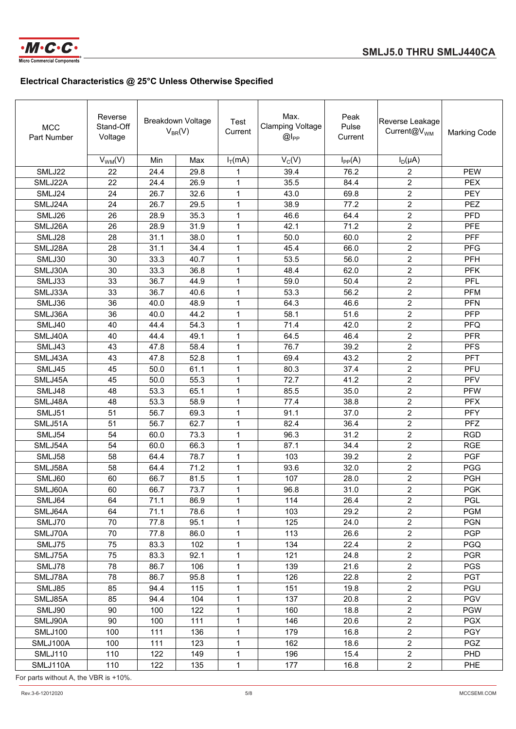## Electrical Characteristics @ 25°C Unless Otherwise Specified

| MCC Part Number | Reverse Stand-Off Voltage | Breakdown Voltage $V_{BR}(V)$ | | Test Current | Max. Clamping Voltage @$I_{PP}$ | Peak Pulse Current | Reverse Leakage Current@$V_{WM}$ | Marking Code |
|---|---|---|---|---|---|---|---|---|
| | $V_{WM}(V)$ | Min | Max | $I_T(mA)$ | $V_C(V)$ | $I_{PP}(A)$ | $I_D(\mu A)$ | |
| SMLJ22 | 22 | 24.4 | 29.8 | 1 | 39.4 | 76.2 | 2 | PEW |
| SMLJ22A | 22 | 24.4 | 26.9 | 1 | 35.5 | 84.4 | 2 | PEX |
| SMLJ24 | 24 | 26.7 | 32.6 | 1 | 43.0 | 69.8 | 2 | PEY |
| SMLJ24A | 24 | 26.7 | 29.5 | 1 | 38.9 | 77.2 | 2 | PEZ |
| SMLJ26 | 26 | 28.9 | 35.3 | 1 | 46.6 | 64.4 | 2 | PFD |
| SMLJ26A | 26 | 28.9 | 31.9 | 1 | 42.1 | 71.2 | 2 | PFE |
| SMLJ28 | 28 | 31.1 | 38.0 | 1 | 50.0 | 60.0 | 2 | PFF |
| SMLJ28A | 28 | 31.1 | 34.4 | 1 | 45.4 | 66.0 | 2 | PFG |
| SMLJ30 | 30 | 33.3 | 40.7 | 1 | 53.5 | 56.0 | 2 | PFH |
| SMLJ30A | 30 | 33.3 | 36.8 | 1 | 48.4 | 62.0 | 2 | PFK |
| SMLJ33 | 33 | 36.7 | 44.9 | 1 | 59.0 | 50.4 | 2 | PFL |
| SMLJ33A | 33 | 36.7 | 40.6 | 1 | 53.3 | 56.2 | 2 | PFM |
| SMLJ36 | 36 | 40.0 | 48.9 | 1 | 64.3 | 46.6 | 2 | PFN |
| SMLJ36A | 36 | 40.0 | 44.2 | 1 | 58.1 | 51.6 | 2 | PFP |
| SMLJ40 | 40 | 44.4 | 54.3 | 1 | 71.4 | 42.0 | 2 | PFQ |
| SMLJ40A | 40 | 44.4 | 49.1 | 1 | 64.5 | 46.4 | 2 | PFR |
| SMLJ43 | 43 | 47.8 | 58.4 | 1 | 76.7 | 39.2 | 2 | PFS |
| SMLJ43A | 43 | 47.8 | 52.8 | 1 | 69.4 | 43.2 | 2 | PFT |
| SMLJ45 | 45 | 50.0 | 61.1 | 1 | 80.3 | 37.4 | 2 | PFU |
| SMLJ45A | 45 | 50.0 | 55.3 | 1 | 72.7 | 41.2 | 2 | PFV |
| SMLJ48 | 48 | 53.3 | 65.1 | 1 | 85.5 | 35.0 | 2 | PFW |
| SMLJ48A | 48 | 53.3 | 58.9 | 1 | 77.4 | 38.8 | 2 | PFX |
| SMLJ51 | 51 | 56.7 | 69.3 | 1 | 91.1 | 37.0 | 2 | PFY |
| SMLJ51A | 51 | 56.7 | 62.7 | 1 | 82.4 | 36.4 | 2 | PFZ |
| SMLJ54 | 54 | 60.0 | 73.3 | 1 | 96.3 | 31.2 | 2 | RGD |
| SMLJ54A | 54 | 60.0 | 66.3 | 1 | 87.1 | 34.4 | 2 | RGE |
| SMLJ58 | 58 | 64.4 | 78.7 | 1 | 103 | 39.2 | 2 | PGF |
| SMLJ58A | 58 | 64.4 | 71.2 | 1 | 93.6 | 32.0 | 2 | PGG |
| SMLJ60 | 60 | 66.7 | 81.5 | 1 | 107 | 28.0 | 2 | PGH |
| SMLJ60A | 60 | 66.7 | 73.7 | 1 | 96.8 | 31.0 | 2 | PGK |
| SMLJ64 | 64 | 71.1 | 86.9 | 1 | 114 | 26.4 | 2 | PGL |
| SMLJ64A | 64 | 71.1 | 78.6 | 1 | 103 | 29.2 | 2 | PGM |
| SMLJ70 | 70 | 77.8 | 95.1 | 1 | 125 | 24.0 | 2 | PGN |
| SMLJ70A | 70 | 77.8 | 86.0 | 1 | 113 | 26.6 | 2 | PGP |
| SMLJ75 | 75 | 83.3 | 102 | 1 | 134 | 22.4 | 2 | PGQ |
| SMLJ75A | 75 | 83.3 | 92.1 | 1 | 121 | 24.8 | 2 | PGR |
| SMLJ78 | 78 | 86.7 | 106 | 1 | 139 | 21.6 | 2 | PGS |
| SMLJ78A | 78 | 86.7 | 95.8 | 1 | 126 | 22.8 | 2 | PGT |
| SMLJ85 | 85 | 94.4 | 115 | 1 | 151 | 19.8 | 2 | PGU |
| SMLJ85A | 85 | 94.4 | 104 | 1 | 137 | 20.8 | 2 | PGV |
| SMLJ90 | 90 | 100 | 122 | 1 | 160 | 18.8 | 2 | PGW |
| SMLJ90A | 90 | 100 | 111 | 1 | 146 | 20.6 | 2 | PGX |
| SMLJ100 | 100 | 111 | 136 | 1 | 179 | 16.8 | 2 | PGY |
| SMLJ100A | 100 | 111 | 123 | 1 | 162 | 18.6 | 2 | PGZ |
| SMLJ110 | 110 | 122 | 149 | 1 | 196 | 15.4 | 2 | PHD |
| SMLJ110A | 110 | 122 | 135 | 1 | 177 | 16.8 | 2 | PHE |

For parts without A, the VBR is +10%.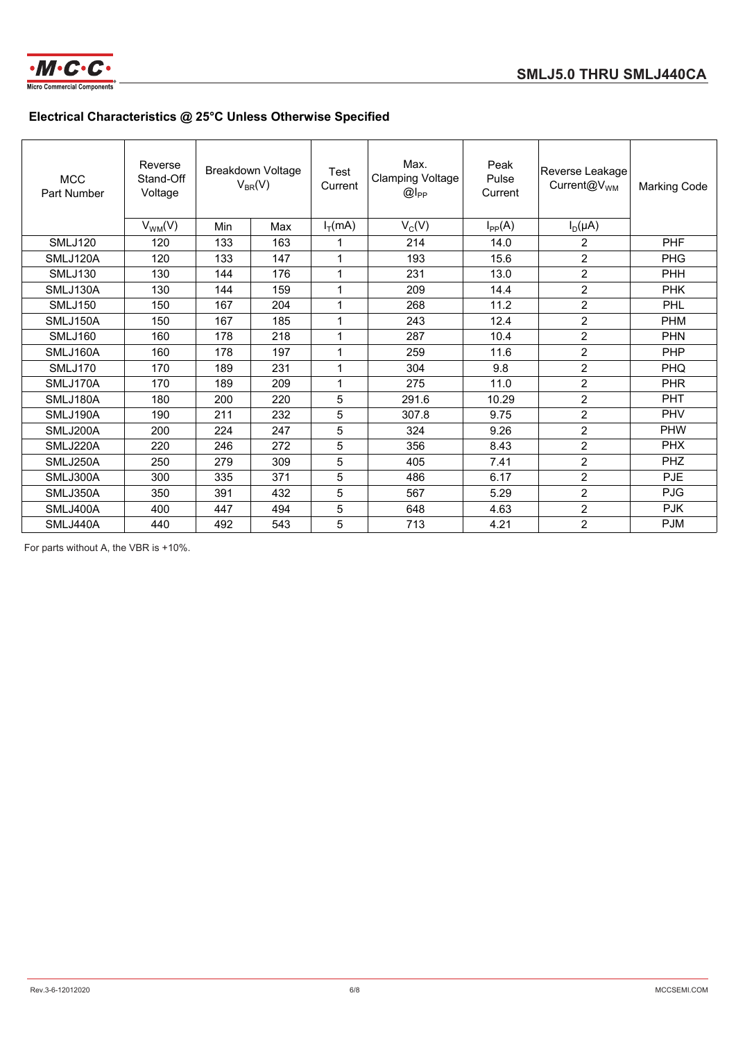## Electrical Characteristics @ 25°C Unless Otherwise Specified

| MCC Part Number | Reverse Stand-Off Voltage | Breakdown Voltage $V_{BR}$(V) | | Test Current | Max. Clamping Voltage @$I_{PP}$ | Peak Pulse Current | Reverse Leakage Current@$V_{WM}$ | Marking Code |
|---|---|---|---|---|---|---|---|---|
| | $V_{WM}$(V) | Min | Max | $I_T$(mA) | $V_C$(V) | $I_{PP}$(A) | $I_D$(μA) | |
| SMLJ120 | 120 | 133 | 163 | 1 | 214 | 14.0 | 2 | PHF |
| SMLJ120A | 120 | 133 | 147 | 1 | 193 | 15.6 | 2 | PHG |
| SMLJ130 | 130 | 144 | 176 | 1 | 231 | 13.0 | 2 | PHH |
| SMLJ130A | 130 | 144 | 159 | 1 | 209 | 14.4 | 2 | PHK |
| SMLJ150 | 150 | 167 | 204 | 1 | 268 | 11.2 | 2 | PHL |
| SMLJ150A | 150 | 167 | 185 | 1 | 243 | 12.4 | 2 | PHM |
| SMLJ160 | 160 | 178 | 218 | 1 | 287 | 10.4 | 2 | PHN |
| SMLJ160A | 160 | 178 | 197 | 1 | 259 | 11.6 | 2 | PHP |
| SMLJ170 | 170 | 189 | 231 | 1 | 304 | 9.8 | 2 | PHQ |
| SMLJ170A | 170 | 189 | 209 | 1 | 275 | 11.0 | 2 | PHR |
| SMLJ180A | 180 | 200 | 220 | 5 | 291.6 | 10.29 | 2 | PHT |
| SMLJ190A | 190 | 211 | 232 | 5 | 307.8 | 9.75 | 2 | PHV |
| SMLJ200A | 200 | 224 | 247 | 5 | 324 | 9.26 | 2 | PHW |
| SMLJ220A | 220 | 246 | 272 | 5 | 356 | 8.43 | 2 | PHX |
| SMLJ250A | 250 | 279 | 309 | 5 | 405 | 7.41 | 2 | PHZ |
| SMLJ300A | 300 | 335 | 371 | 5 | 486 | 6.17 | 2 | PJE |
| SMLJ350A | 350 | 391 | 432 | 5 | 567 | 5.29 | 2 | PJG |
| SMLJ400A | 400 | 447 | 494 | 5 | 648 | 4.63 | 2 | PJK |
| SMLJ440A | 440 | 492 | 543 | 5 | 713 | 4.21 | 2 | PJM |

For parts without A, the VBR is +10%.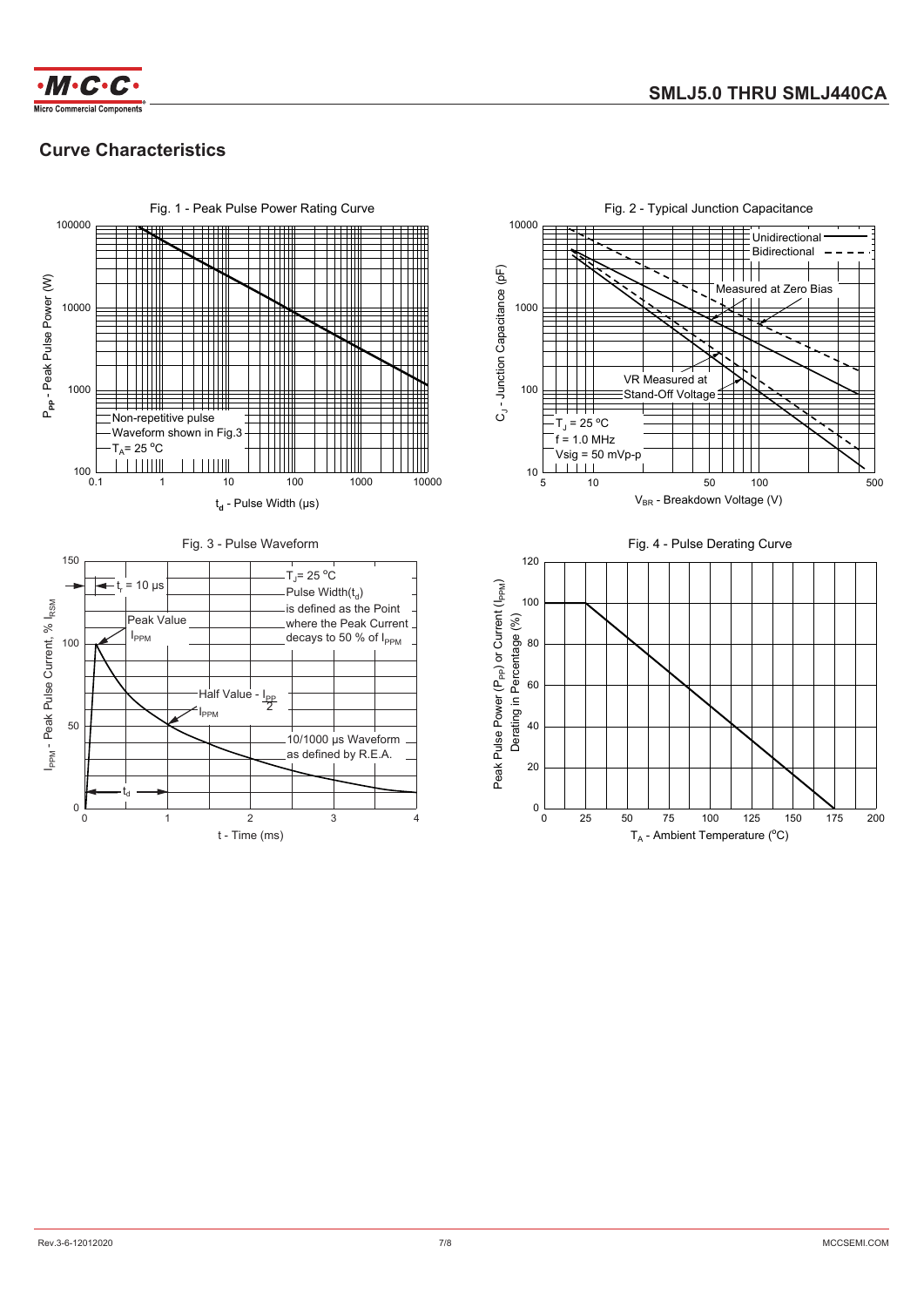## Curve Characteristics

Fig. 1 - Peak Pulse Power Rating Curve

$P_{PP}$ - Peak Pulse Power (W)

Non-repetitive pulse
Waveform shown in Fig.3
$T_A$= 25 °C

$t_d$ - Pulse Width (μs)

Fig. 2 - Typical Junction Capacitance

$C_J$ - Junction Capacitance (pF)

Unidirectional
Bidirectional
Measured at Zero Bias
VR Measured at Stand-Off Voltage
$T_J$ = 25 °C
f = 1.0 MHz
Vsig = 50 mVp-p

$V_{BR}$ - Breakdown Voltage (V)

Fig. 3 - Pulse Waveform

$I_{PPM}$ - Peak Pulse Current, % $I_{RSM}$

$t_r$ = 10 μs
Peak Value $I_{PPM}$
$T_J$= 25 °C
Pulse Width($t_d$) is defined as the Point where the Peak Current decays to 50 % of $I_{PPM}$
Half Value - $\frac{I_{PP}}{2}$ $I_{PPM}$
10/1000 μs Waveform as defined by R.E.A.
$t_d$

t - Time (ms)

Fig. 4 - Pulse Derating Curve

Peak Pulse Power ($P_{PP}$) or Current ($I_{PPM}$) Derating in Percentage (%)

$T_A$ - Ambient Temperature (°C)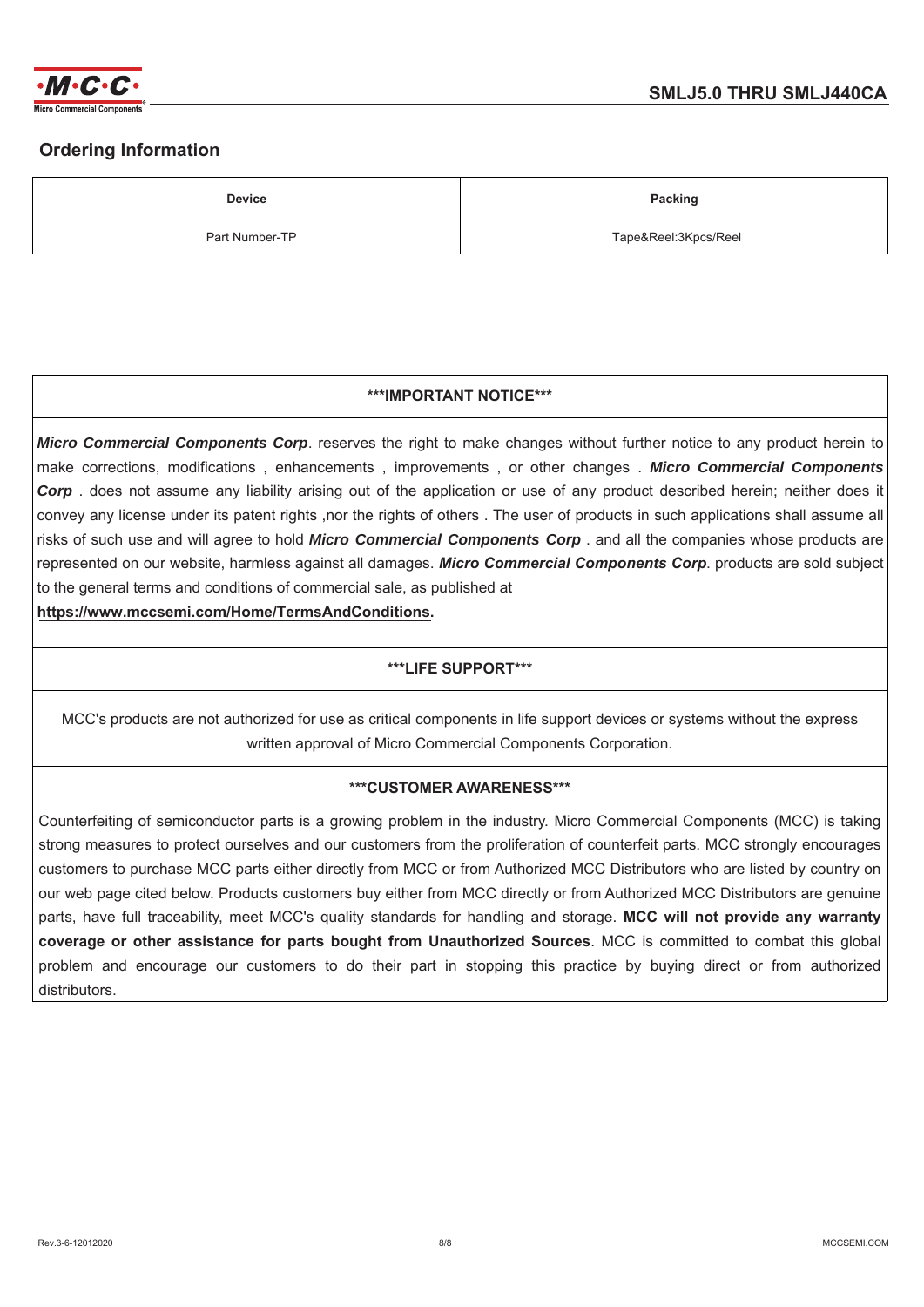## Ordering Information

| Device | Packing |
|---|---|
| Part Number-TP | Tape&Reel:3Kpcs/Reel |

**\*\*\*IMPORTANT NOTICE\*\*\***

***Micro Commercial Components Corp***. reserves the right to make changes without further notice to any product herein to make corrections, modifications , enhancements , improvements , or other changes . ***Micro Commercial Components Corp*** . does not assume any liability arising out of the application or use of any product described herein; neither does it convey any license under its patent rights ,nor the rights of others . The user of products in such applications shall assume all risks of such use and will agree to hold ***Micro Commercial Components Corp*** . and all the companies whose products are represented on our website, harmless against all damages. ***Micro Commercial Components Corp***. products are sold subject to the general terms and conditions of commercial sale, as published at **https://www.mccsemi.com/Home/TermsAndConditions.**

**\*\*\*LIFE SUPPORT\*\*\***

MCC's products are not authorized for use as critical components in life support devices or systems without the express written approval of Micro Commercial Components Corporation.

**\*\*\*CUSTOMER AWARENESS\*\*\***

Counterfeiting of semiconductor parts is a growing problem in the industry. Micro Commercial Components (MCC) is taking strong measures to protect ourselves and our customers from the proliferation of counterfeit parts. MCC strongly encourages customers to purchase MCC parts either directly from MCC or from Authorized MCC Distributors who are listed by country on our web page cited below. Products customers buy either from MCC directly or from Authorized MCC Distributors are genuine parts, have full traceability, meet MCC's quality standards for handling and storage. **MCC will not provide any warranty coverage or other assistance for parts bought from Unauthorized Sources**. MCC is committed to combat this global problem and encourage our customers to do their part in stopping this practice by buying direct or from authorized distributors.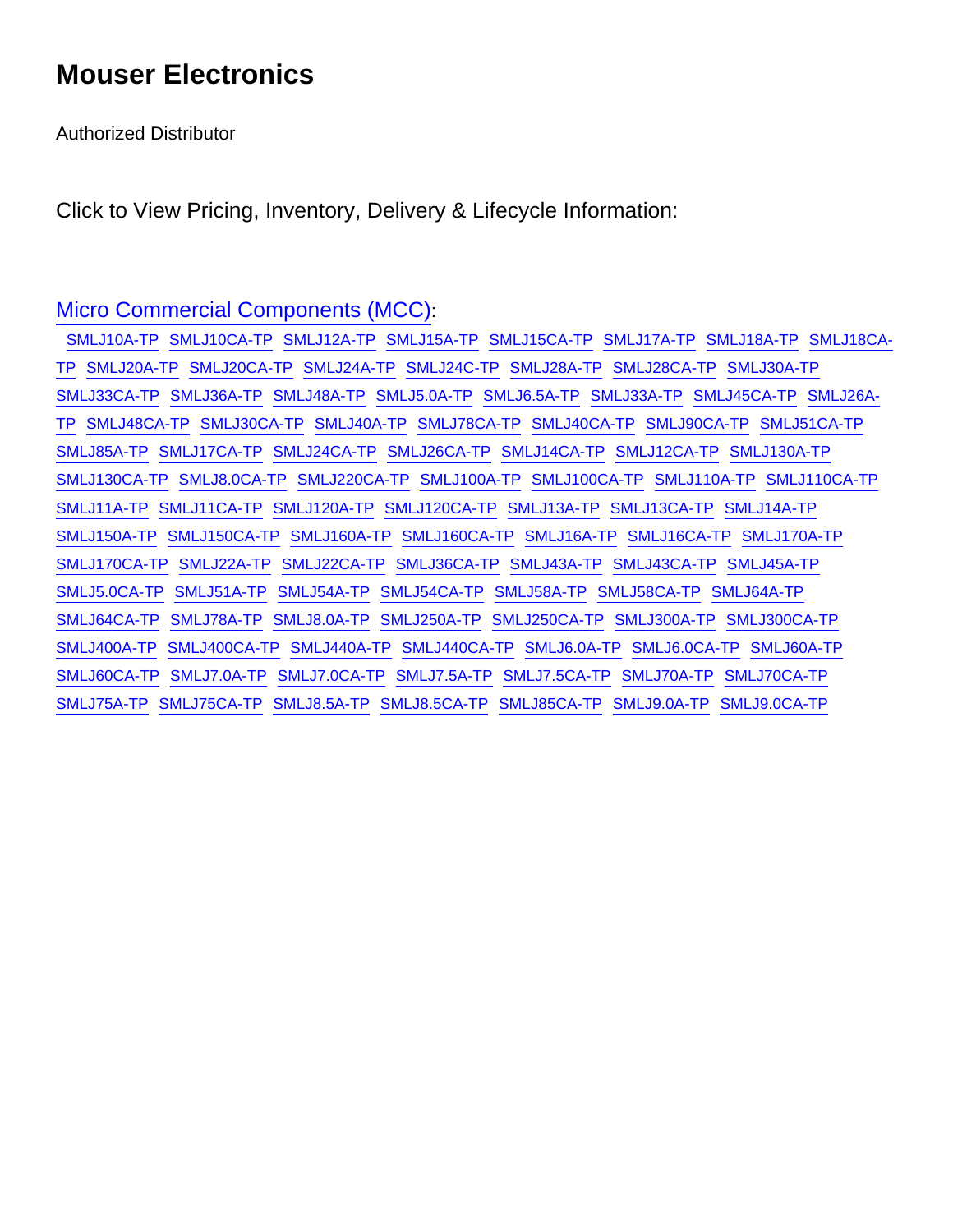# Mouser Electronics

Authorized Distributor

Click to View Pricing, Inventory, Delivery & Lifecycle Information:

Micro Commercial Components (MCC):

SMLJ10A-TP SMLJ10CA-TP SMLJ12A-TP SMLJ15A-TP SMLJ15CA-TP SMLJ17A-TP SMLJ18A-TP SMLJ18CA-TP SMLJ20A-TP SMLJ20CA-TP SMLJ24A-TP SMLJ24C-TP SMLJ28A-TP SMLJ28CA-TP SMLJ30A-TP SMLJ33CA-TP SMLJ36A-TP SMLJ48A-TP SMLJ5.0A-TP SMLJ6.5A-TP SMLJ33A-TP SMLJ45CA-TP SMLJ26A-TP SMLJ48CA-TP SMLJ30CA-TP SMLJ40A-TP SMLJ78CA-TP SMLJ40CA-TP SMLJ90CA-TP SMLJ51CA-TP SMLJ85A-TP SMLJ17CA-TP SMLJ24CA-TP SMLJ26CA-TP SMLJ14CA-TP SMLJ12CA-TP SMLJ130A-TP SMLJ130CA-TP SMLJ8.0CA-TP SMLJ220CA-TP SMLJ100A-TP SMLJ100CA-TP SMLJ110A-TP SMLJ110CA-TP SMLJ11A-TP SMLJ11CA-TP SMLJ120A-TP SMLJ120CA-TP SMLJ13A-TP SMLJ13CA-TP SMLJ14A-TP SMLJ150A-TP SMLJ150CA-TP SMLJ160A-TP SMLJ160CA-TP SMLJ16A-TP SMLJ16CA-TP SMLJ170A-TP SMLJ170CA-TP SMLJ22A-TP SMLJ22CA-TP SMLJ36CA-TP SMLJ43A-TP SMLJ43CA-TP SMLJ45A-TP SMLJ5.0CA-TP SMLJ51A-TP SMLJ54A-TP SMLJ54CA-TP SMLJ58A-TP SMLJ58CA-TP SMLJ64A-TP SMLJ64CA-TP SMLJ78A-TP SMLJ8.0A-TP SMLJ250A-TP SMLJ250CA-TP SMLJ300A-TP SMLJ300CA-TP SMLJ400A-TP SMLJ400CA-TP SMLJ440A-TP SMLJ440CA-TP SMLJ6.0A-TP SMLJ6.0CA-TP SMLJ60A-TP SMLJ60CA-TP SMLJ7.0A-TP SMLJ7.0CA-TP SMLJ7.5A-TP SMLJ7.5CA-TP SMLJ70A-TP SMLJ70CA-TP SMLJ75A-TP SMLJ75CA-TP SMLJ8.5A-TP SMLJ8.5CA-TP SMLJ85CA-TP SMLJ9.0A-TP SMLJ9.0CA-TP